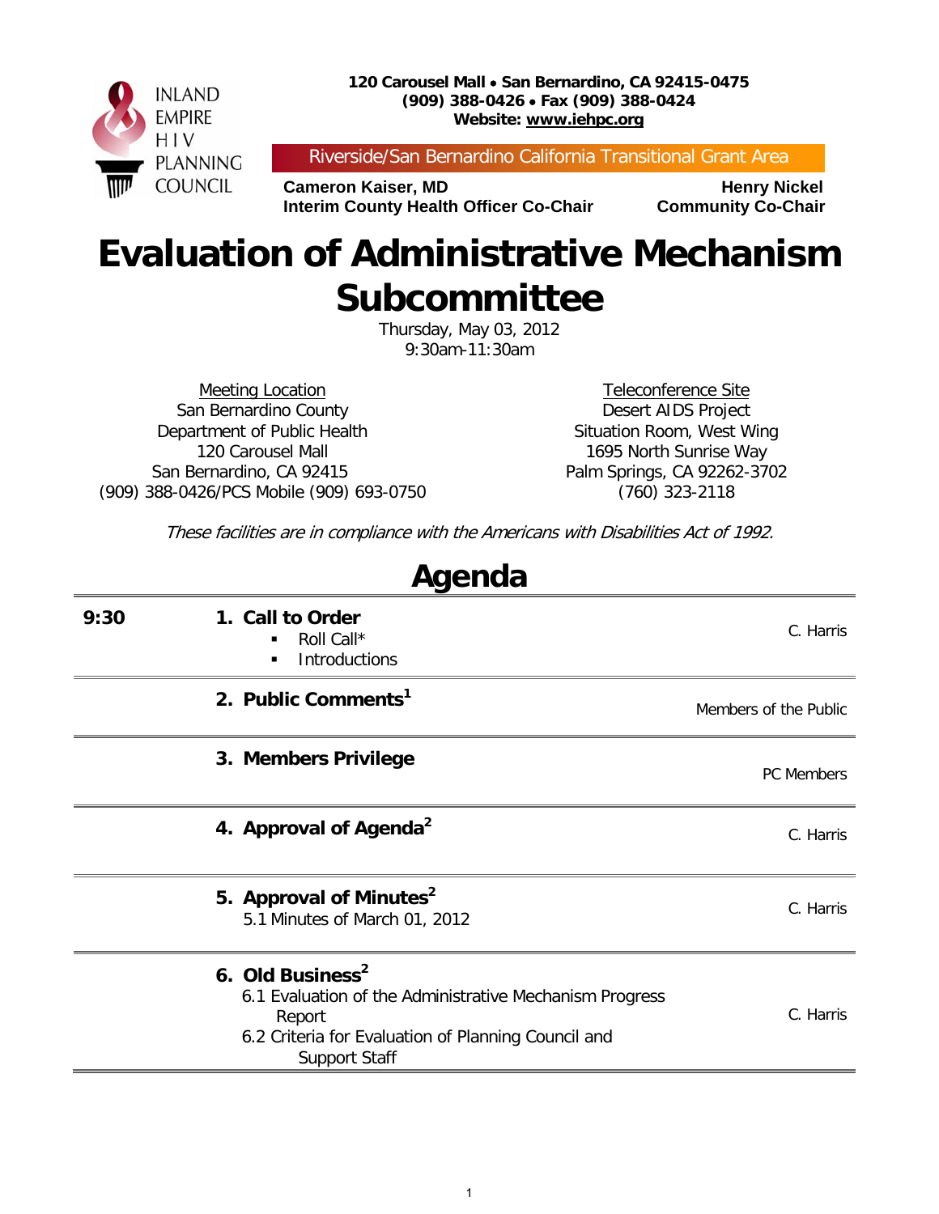INLAND EMPIRE HIV PLANNING COUNCIL

**120 Carousel Mall • San Bernardino, CA 92415-0475**
**(909) 388-0426 • Fax (909) 388-0424**
**Website: www.iehpc.org**

Riverside/San Bernardino California Transitional Grant Area

**Cameron Kaiser, MD**
**Interim County Health Officer Co-Chair**

**Henry Nickel**
**Community Co-Chair**

# Evaluation of Administrative Mechanism Subcommittee

Thursday, May 03, 2012
9:30am-11:30am

Meeting Location
San Bernardino County
Department of Public Health
120 Carousel Mall
San Bernardino, CA 92415
(909) 388-0426/PCS Mobile (909) 693-0750

Teleconference Site
Desert AIDS Project
Situation Room, West Wing
1695 North Sunrise Way
Palm Springs, CA 92262-3702
(760) 323-2118

*These facilities are in compliance with the Americans with Disabilities Act of 1992.*

## Agenda

| | | |
|---|---|---|
| **9:30** | **1. Call to Order**<br>▪ Roll Call*<br>▪ Introductions | C. Harris |
| | **2. Public Comments[1]** | Members of the Public |
| | **3. Members Privilege** | PC Members |
| | **4. Approval of Agenda[2]** | C. Harris |
| | **5. Approval of Minutes[2]**<br>5.1 Minutes of March 01, 2012 | C. Harris |
| | **6. Old Business[2]**<br>6.1 Evaluation of the Administrative Mechanism Progress Report<br>6.2 Criteria for Evaluation of Planning Council and Support Staff | C. Harris |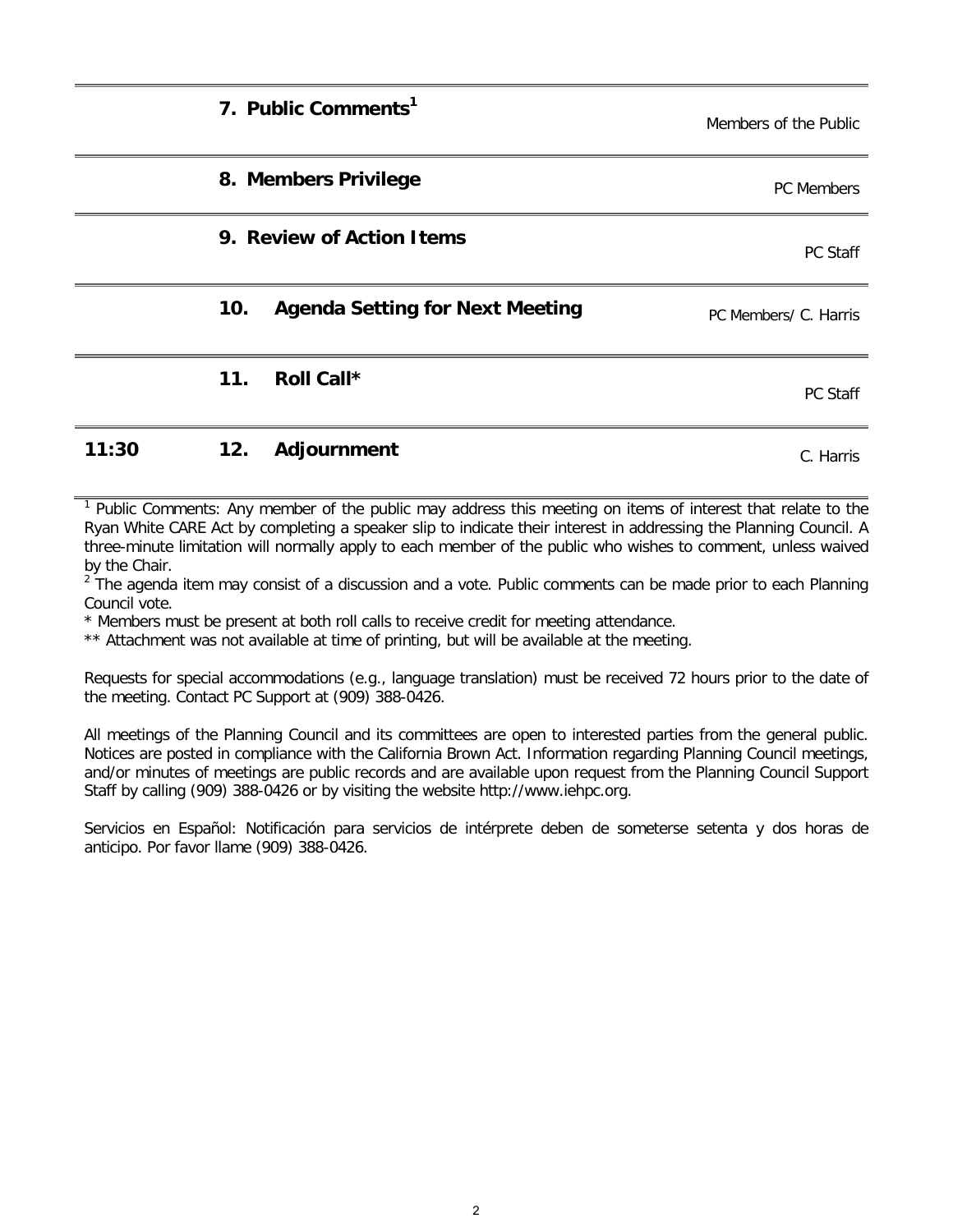| | | | |
|---|---|---|---|
| | **7. Public Comments[1]** | | Members of the Public |
| | **8. Members Privilege** | | PC Members |
| | **9. Review of Action Items** | | PC Staff |
| | **10.** | **Agenda Setting for Next Meeting** | PC Members/ C. Harris |
| | **11.** | **Roll Call*** | PC Staff |
| **11:30** | **12.** | **Adjournment** | C. Harris |

[1] Public Comments: Any member of the public may address this meeting on items of interest that relate to the Ryan White CARE Act by completing a speaker slip to indicate their interest in addressing the Planning Council. A three-minute limitation will normally apply to each member of the public who wishes to comment, unless waived by the Chair.

[2] The agenda item may consist of a discussion and a vote. Public comments can be made prior to each Planning Council vote.

* Members must be present at both roll calls to receive credit for meeting attendance.

** Attachment was not available at time of printing, but will be available at the meeting.

Requests for special accommodations (e.g., language translation) must be received 72 hours prior to the date of the meeting. Contact PC Support at (909) 388-0426.

All meetings of the Planning Council and its committees are open to interested parties from the general public. Notices are posted in compliance with the California Brown Act. Information regarding Planning Council meetings, and/or minutes of meetings are public records and are available upon request from the Planning Council Support Staff by calling (909) 388-0426 or by visiting the website http://www.iehpc.org.

Servicios en Español: Notificación para servicios de intérprete deben de someterse setenta y dos horas de anticipo. Por favor llame (909) 388-0426.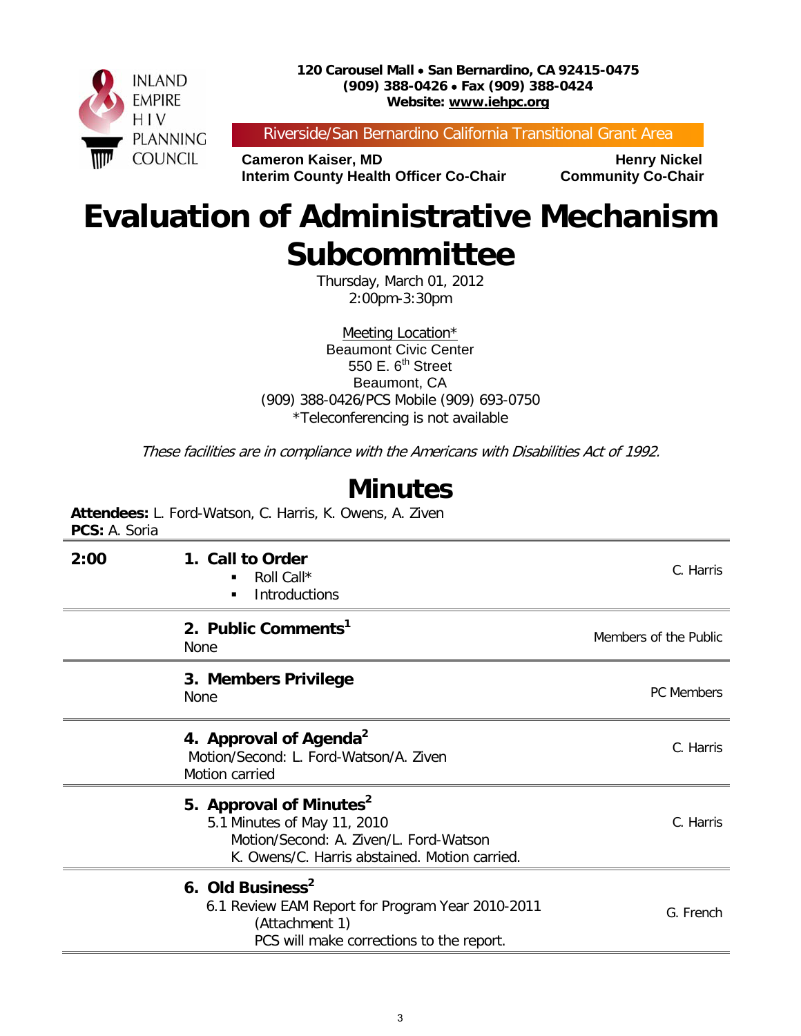INLAND EMPIRE HIV PLANNING COUNCIL

**120 Carousel Mall • San Bernardino, CA 92415-0475**
**(909) 388-0426 • Fax (909) 388-0424**
**Website: www.iehpc.org**

Riverside/San Bernardino California Transitional Grant Area

**Cameron Kaiser, MD**
**Interim County Health Officer Co-Chair**

**Henry Nickel**
**Community Co-Chair**

# Evaluation of Administrative Mechanism Subcommittee

Thursday, March 01, 2012
2:00pm-3:30pm

Meeting Location*
Beaumont Civic Center
550 E. 6th Street
Beaumont, CA
(909) 388-0426/PCS Mobile (909) 693-0750
*Teleconferencing is not available

*These facilities are in compliance with the Americans with Disabilities Act of 1992.*

## Minutes

**Attendees:** L. Ford-Watson, C. Harris, K. Owens, A. Ziven
**PCS:** A. Soria

| | | |
|---|---|---|
| **2:00** | **1. Call to Order**<br>▪ Roll Call*<br>▪ Introductions | C. Harris |
| | **2. Public Comments[1]**<br>None | Members of the Public |
| | **3. Members Privilege**<br>None | PC Members |
| | **4. Approval of Agenda[2]**<br>Motion/Second: L. Ford-Watson/A. Ziven<br>Motion carried | C. Harris |
| | **5. Approval of Minutes[2]**<br>5.1 Minutes of May 11, 2010<br>Motion/Second: A. Ziven/L. Ford-Watson<br>K. Owens/C. Harris abstained. Motion carried. | C. Harris |
| | **6. Old Business[2]**<br>6.1 Review EAM Report for Program Year 2010-2011<br>(Attachment 1)<br>PCS will make corrections to the report. | G. French |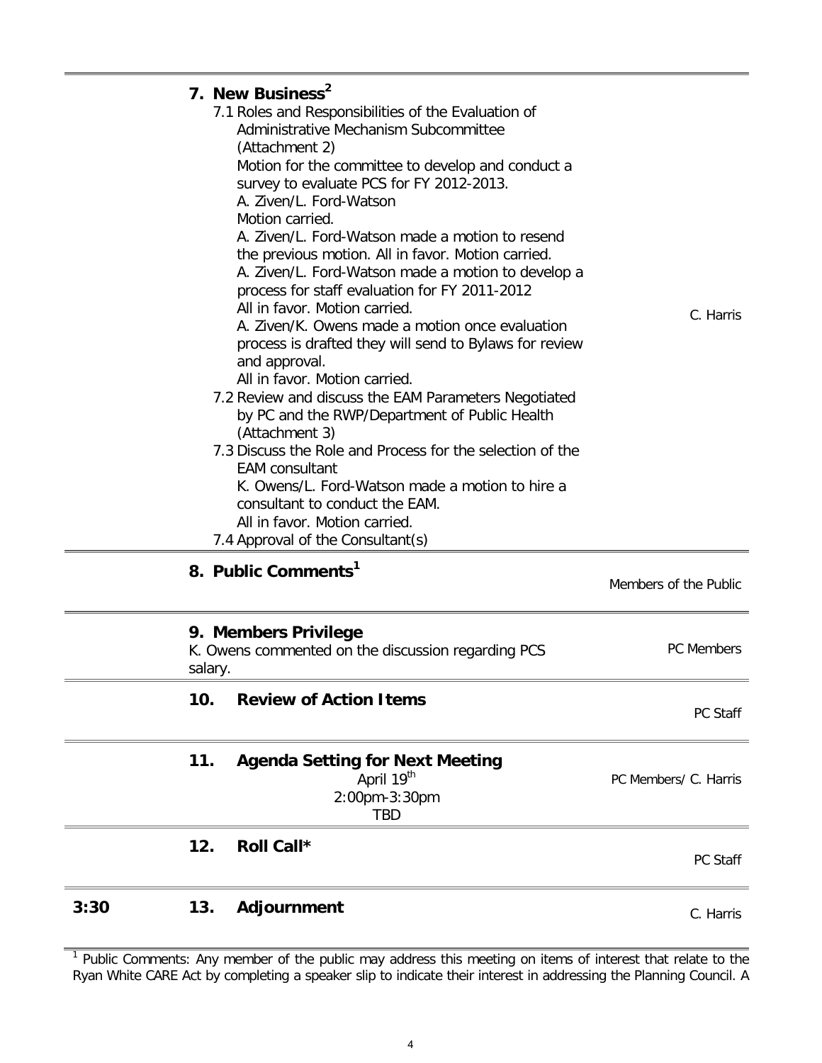| | | |
|---|---|---|
| | **7. New Business**[2]<br>7.1 Roles and Responsibilities of the Evaluation of Administrative Mechanism Subcommittee (Attachment 2)<br>Motion for the committee to develop and conduct a survey to evaluate PCS for FY 2012-2013.<br>A. Ziven/L. Ford-Watson<br>Motion carried.<br>A. Ziven/L. Ford-Watson made a motion to resend the previous motion. All in favor. Motion carried.<br>A. Ziven/L. Ford-Watson made a motion to develop a process for staff evaluation for FY 2011-2012<br>All in favor. Motion carried.<br>A. Ziven/K. Owens made a motion once evaluation process is drafted they will send to Bylaws for review and approval.<br>All in favor. Motion carried.<br>7.2 Review and discuss the EAM Parameters Negotiated by PC and the RWP/Department of Public Health (Attachment 3)<br>7.3 Discuss the Role and Process for the selection of the EAM consultant<br>K. Owens/L. Ford-Watson made a motion to hire a consultant to conduct the EAM.<br>All in favor. Motion carried.<br>7.4 Approval of the Consultant(s) | C. Harris |
| | **8. Public Comments**[1] | Members of the Public |
| | **9. Members Privilege**<br>K. Owens commented on the discussion regarding PCS salary. | PC Members |
| | **10. Review of Action Items** | PC Staff |
| | **11. Agenda Setting for Next Meeting**<br>April 19th<br>2:00pm-3:30pm<br>TBD | PC Members/ C. Harris |
| | **12. Roll Call*** | PC Staff |
| **3:30** | **13. Adjournment** | C. Harris |

[1] Public Comments: Any member of the public may address this meeting on items of interest that relate to the Ryan White CARE Act by completing a speaker slip to indicate their interest in addressing the Planning Council. A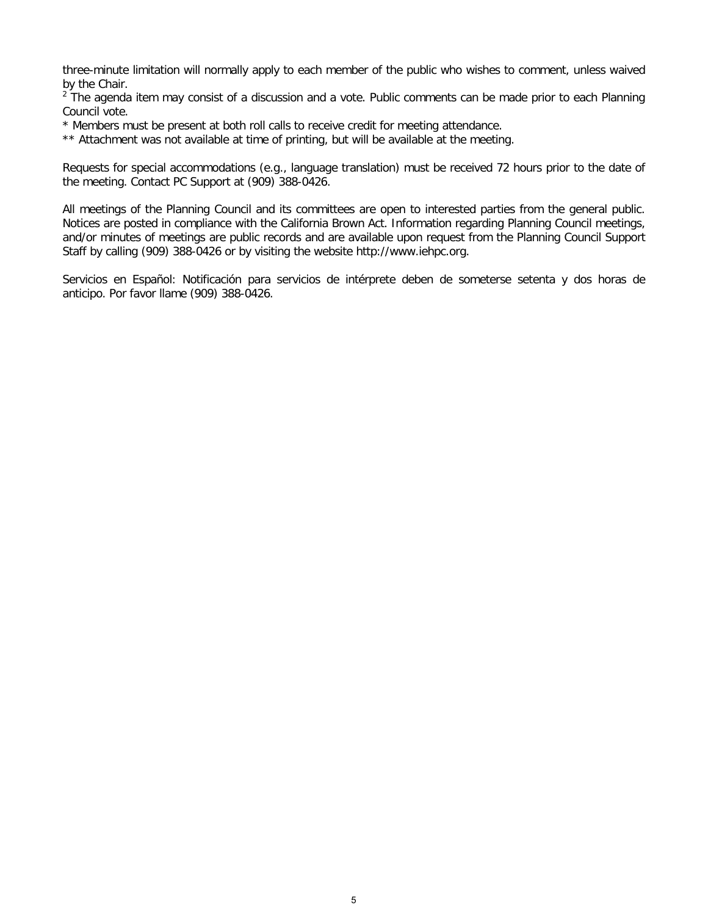three-minute limitation will normally apply to each member of the public who wishes to comment, unless waived by the Chair.

[2] The agenda item may consist of a discussion and a vote. Public comments can be made prior to each Planning Council vote.

* Members must be present at both roll calls to receive credit for meeting attendance.

** Attachment was not available at time of printing, but will be available at the meeting.

Requests for special accommodations (e.g., language translation) must be received 72 hours prior to the date of the meeting. Contact PC Support at (909) 388-0426.

All meetings of the Planning Council and its committees are open to interested parties from the general public. Notices are posted in compliance with the California Brown Act. Information regarding Planning Council meetings, and/or minutes of meetings are public records and are available upon request from the Planning Council Support Staff by calling (909) 388-0426 or by visiting the website http://www.iehpc.org.

Servicios en Español: Notificación para servicios de intérprete deben de someterse setenta y dos horas de anticipo. Por favor llame (909) 388-0426.